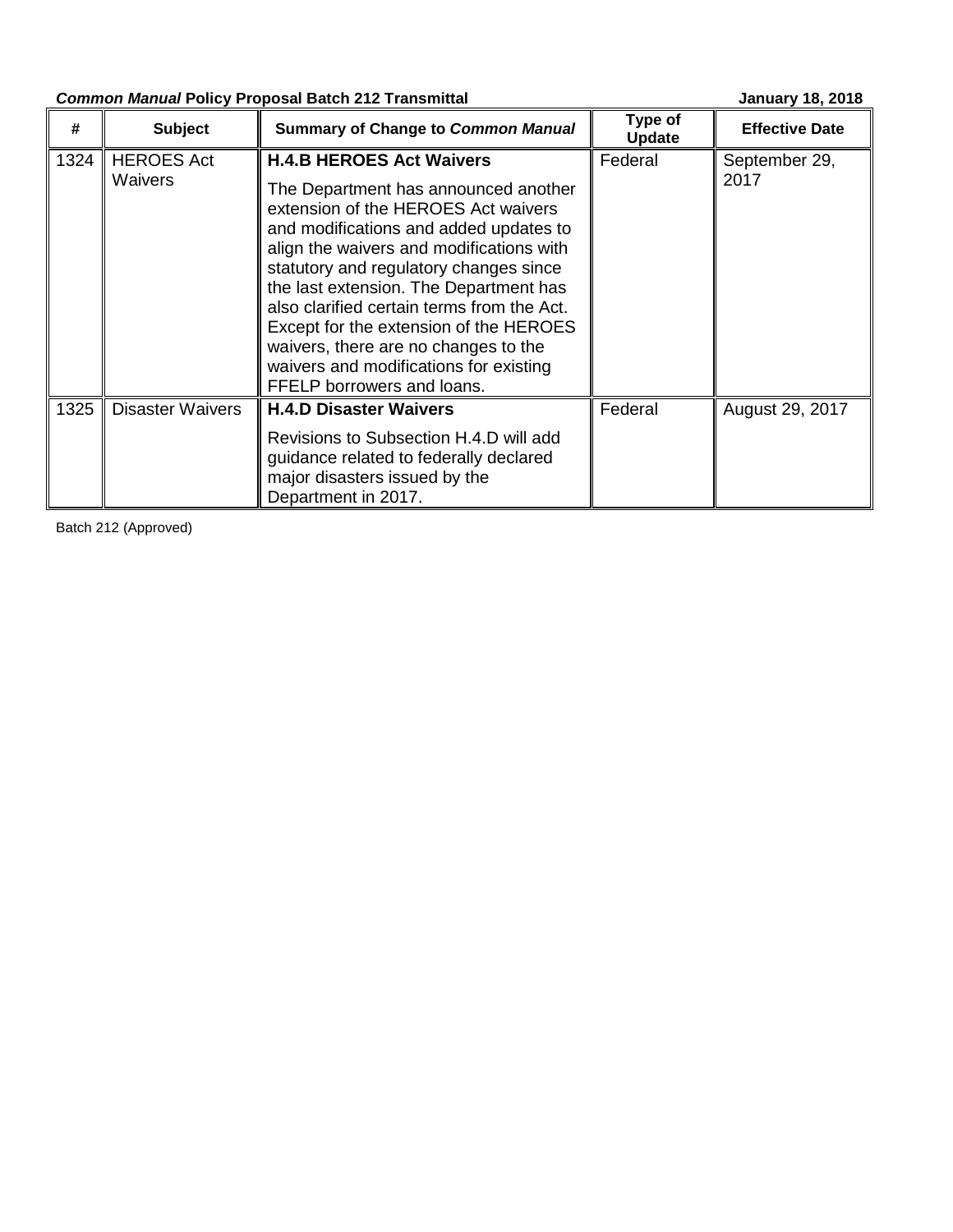***Common Manual* Policy Proposal Batch 212 Transmittal** **January 18, 2018**

| # | Subject | Summary of Change to *Common Manual* | Type of Update | Effective Date |
|---|---|---|---|---|
| 1324 | HEROES Act Waivers | **H.4.B HEROES Act Waivers**<br><br>The Department has announced another extension of the HEROES Act waivers and modifications and added updates to align the waivers and modifications with statutory and regulatory changes since the last extension. The Department has also clarified certain terms from the Act. Except for the extension of the HEROES waivers, there are no changes to the waivers and modifications for existing FFELP borrowers and loans. | Federal | September 29, 2017 |
| 1325 | Disaster Waivers | **H.4.D Disaster Waivers**<br><br>Revisions to Subsection H.4.D will add guidance related to federally declared major disasters issued by the Department in 2017. | Federal | August 29, 2017 |

Batch 212 (Approved)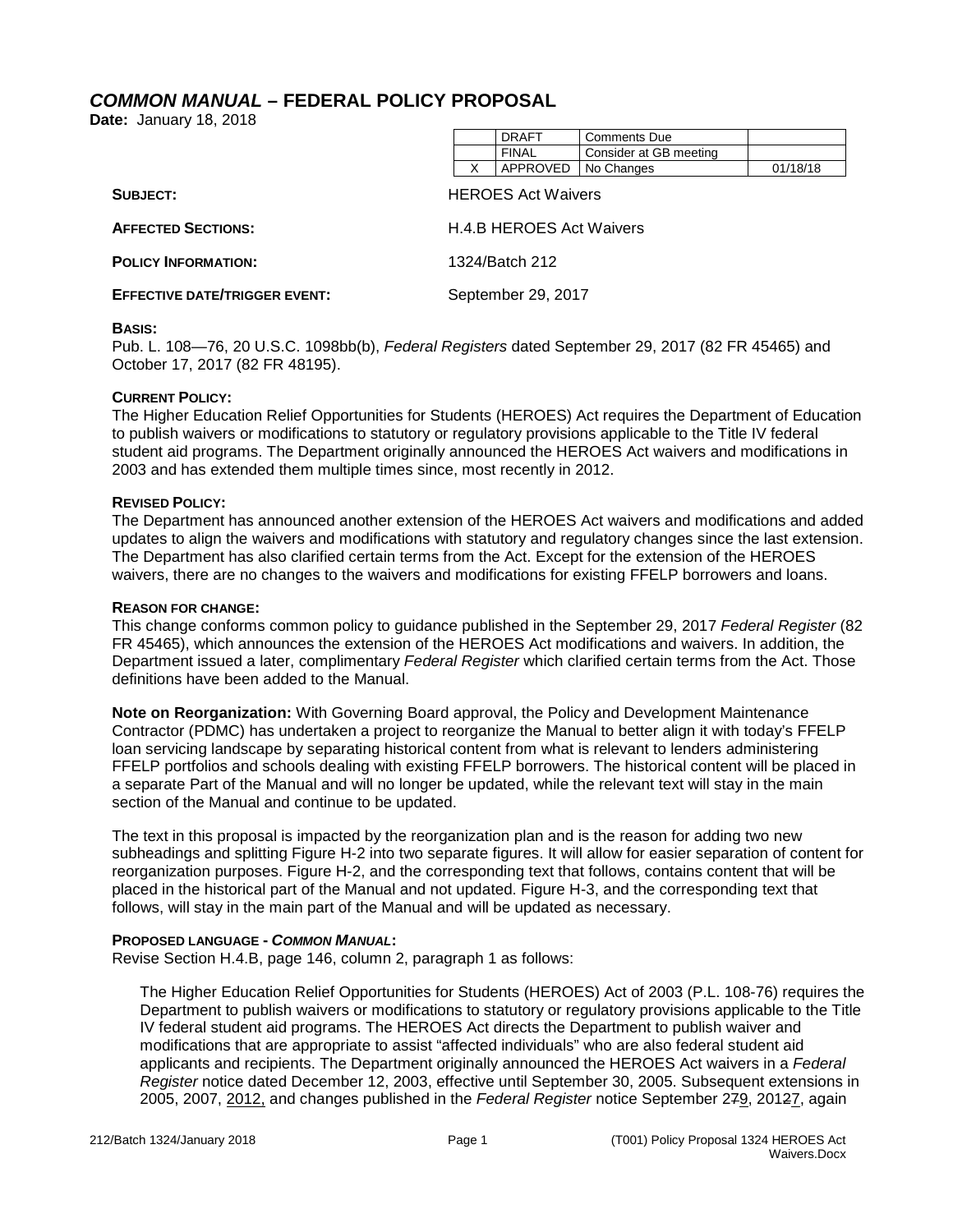## *COMMON MANUAL* – FEDERAL POLICY PROPOSAL

**Date:** January 18, 2018

| | | | |
|---|---|---|---|
| | DRAFT | Comments Due | |
| | FINAL | Consider at GB meeting | |
| X | APPROVED | No Changes | 01/18/18 |

**SUBJECT:** HEROES Act Waivers

**AFFECTED SECTIONS:** H.4.B HEROES Act Waivers

**POLICY INFORMATION:** 1324/Batch 212

**EFFECTIVE DATE/TRIGGER EVENT:** September 29, 2017

**BASIS:**

Pub. L. 108—76, 20 U.S.C. 1098bb(b), *Federal Registers* dated September 29, 2017 (82 FR 45465) and October 17, 2017 (82 FR 48195).

**CURRENT POLICY:**

The Higher Education Relief Opportunities for Students (HEROES) Act requires the Department of Education to publish waivers or modifications to statutory or regulatory provisions applicable to the Title IV federal student aid programs. The Department originally announced the HEROES Act waivers and modifications in 2003 and has extended them multiple times since, most recently in 2012.

**REVISED POLICY:**

The Department has announced another extension of the HEROES Act waivers and modifications and added updates to align the waivers and modifications with statutory and regulatory changes since the last extension. The Department has also clarified certain terms from the Act. Except for the extension of the HEROES waivers, there are no changes to the waivers and modifications for existing FFELP borrowers and loans.

**REASON FOR CHANGE:**

This change conforms common policy to guidance published in the September 29, 2017 *Federal Register* (82 FR 45465), which announces the extension of the HEROES Act modifications and waivers. In addition, the Department issued a later, complimentary *Federal Register* which clarified certain terms from the Act. Those definitions have been added to the Manual.

**Note on Reorganization:** With Governing Board approval, the Policy and Development Maintenance Contractor (PDMC) has undertaken a project to reorganize the Manual to better align it with today's FFELP loan servicing landscape by separating historical content from what is relevant to lenders administering FFELP portfolios and schools dealing with existing FFELP borrowers. The historical content will be placed in a separate Part of the Manual and will no longer be updated, while the relevant text will stay in the main section of the Manual and continue to be updated.

The text in this proposal is impacted by the reorganization plan and is the reason for adding two new subheadings and splitting Figure H-2 into two separate figures. It will allow for easier separation of content for reorganization purposes. Figure H-2, and the corresponding text that follows, contains content that will be placed in the historical part of the Manual and not updated. Figure H-3, and the corresponding text that follows, will stay in the main part of the Manual and will be updated as necessary.

**PROPOSED LANGUAGE - *COMMON MANUAL*:**

Revise Section H.4.B, page 146, column 2, paragraph 1 as follows:

> The Higher Education Relief Opportunities for Students (HEROES) Act of 2003 (P.L. 108-76) requires the Department to publish waivers or modifications to statutory or regulatory provisions applicable to the Title IV federal student aid programs. The HEROES Act directs the Department to publish waiver and modifications that are appropriate to assist "affected individuals" who are also federal student aid applicants and recipients. The Department originally announced the HEROES Act waivers in a *Federal Register* notice dated December 12, 2003, effective until September 30, 2005. Subsequent extensions in 2005, 2007, 2012, and changes published in the *Federal Register* notice September ~~27~~9, 201~~2~~7, again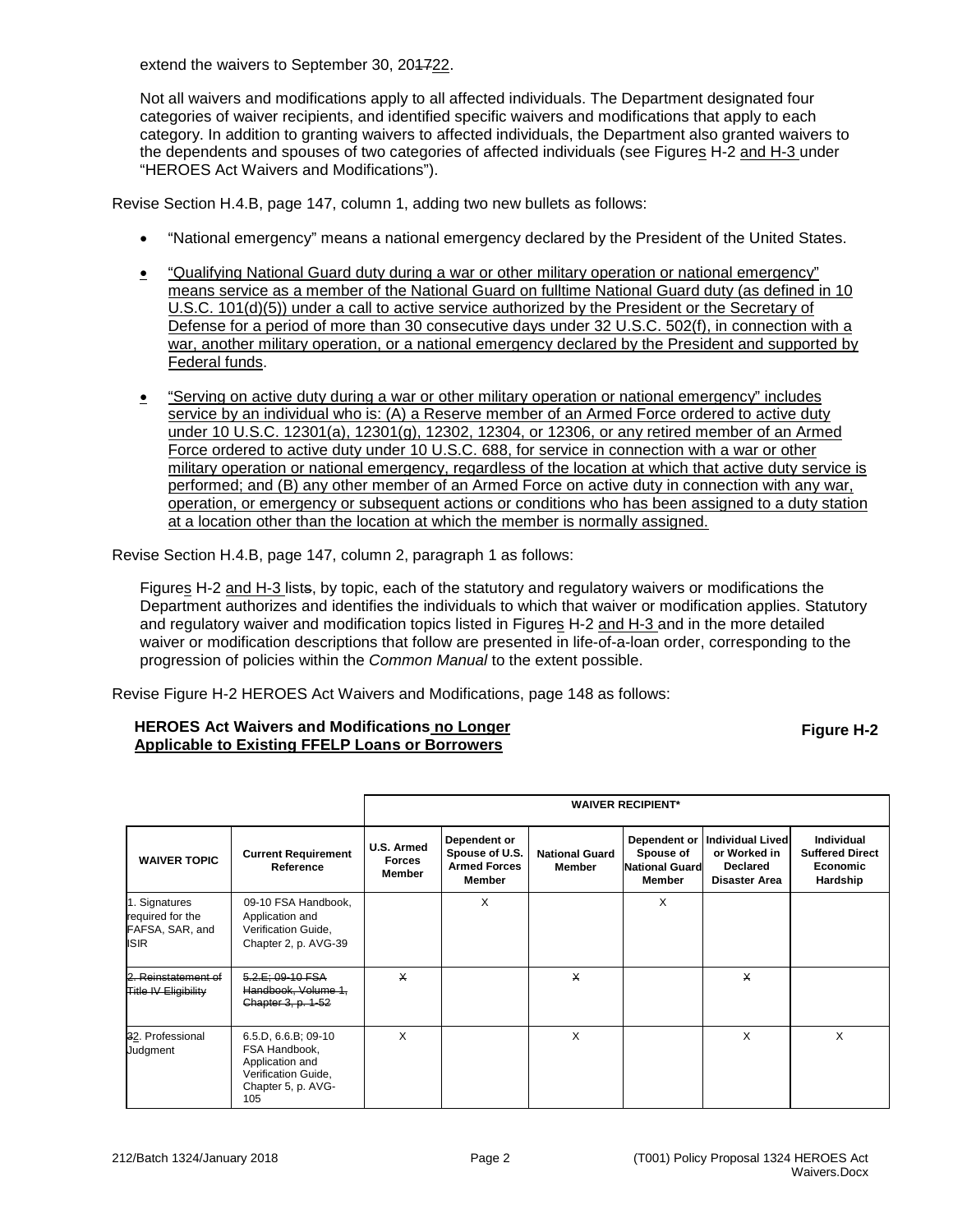extend the waivers to September 30, 201722.

Not all waivers and modifications apply to all affected individuals. The Department designated four categories of waiver recipients, and identified specific waivers and modifications that apply to each category. In addition to granting waivers to affected individuals, the Department also granted waivers to the dependents and spouses of two categories of affected individuals (see Figures H-2 and H-3 under "HEROES Act Waivers and Modifications").

Revise Section H.4.B, page 147, column 1, adding two new bullets as follows:

- "National emergency" means a national emergency declared by the President of the United States.
- "Qualifying National Guard duty during a war or other military operation or national emergency" means service as a member of the National Guard on fulltime National Guard duty (as defined in 10 U.S.C. 101(d)(5)) under a call to active service authorized by the President or the Secretary of Defense for a period of more than 30 consecutive days under 32 U.S.C. 502(f), in connection with a war, another military operation, or a national emergency declared by the President and supported by Federal funds.
- "Serving on active duty during a war or other military operation or national emergency" includes service by an individual who is: (A) a Reserve member of an Armed Force ordered to active duty under 10 U.S.C. 12301(a), 12301(g), 12302, 12304, or 12306, or any retired member of an Armed Force ordered to active duty under 10 U.S.C. 688, for service in connection with a war or other military operation or national emergency, regardless of the location at which that active duty service is performed; and (B) any other member of an Armed Force on active duty in connection with any war, operation, or emergency or subsequent actions or conditions who has been assigned to a duty station at a location other than the location at which the member is normally assigned.

Revise Section H.4.B, page 147, column 2, paragraph 1 as follows:

Figures H-2 and H-3 lists, by topic, each of the statutory and regulatory waivers or modifications the Department authorizes and identifies the individuals to which that waiver or modification applies. Statutory and regulatory waiver and modification topics listed in Figures H-2 and H-3 and in the more detailed waiver or modification descriptions that follow are presented in life-of-a-loan order, corresponding to the progression of policies within the *Common Manual* to the extent possible.

Revise Figure H-2 HEROES Act Waivers and Modifications, page 148 as follows:

**HEROES Act Waivers and Modifications no Longer Applicable to Existing FFELP Loans or Borrowers** **Figure H-2**

| | | WAIVER RECIPIENT* | | | | | |
|---|---|---|---|---|---|---|---|
| **WAIVER TOPIC** | **Current Requirement Reference** | **U.S. Armed Forces Member** | **Dependent or Spouse of U.S. Armed Forces Member** | **National Guard Member** | **Dependent or Spouse of National Guard Member** | **Individual Lived or Worked in Declared Disaster Area** | **Individual Suffered Direct Economic Hardship** |
| 1. Signatures required for the FAFSA, SAR, and ISIR | 09-10 FSA Handbook, Application and Verification Guide, Chapter 2, p. AVG-39 | | X | | X | | |
| ~~2. Reinstatement of Title IV Eligibility~~ | ~~5.2.E; 09-10 FSA Handbook, Volume 1, Chapter 3, p. 1-52~~ | ~~X~~ | | ~~X~~ | | ~~X~~ | |
| 32. Professional Judgment | 6.5.D, 6.6.B; 09-10 FSA Handbook, Application and Verification Guide, Chapter 5, p. AVG-105 | X | | X | | X | X |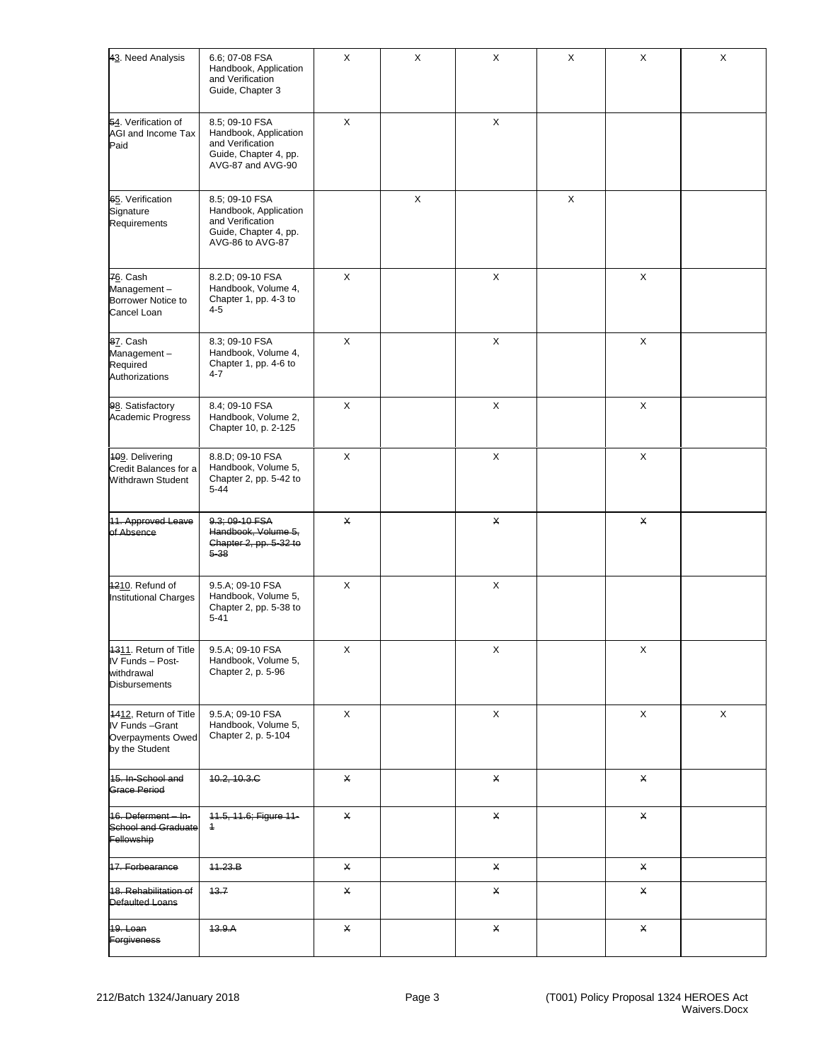| | | | | | | | |
|---|---|---|---|---|---|---|---|
| ~~4~~3. Need Analysis | 6.6; 07-08 FSA Handbook, Application and Verification Guide, Chapter 3 | X | X | X | X | X | X |
| ~~5~~4. Verification of AGI and Income Tax Paid | 8.5; 09-10 FSA Handbook, Application and Verification Guide, Chapter 4, pp. AVG-87 and AVG-90 | X | | X | | | |
| ~~6~~5. Verification Signature Requirements | 8.5; 09-10 FSA Handbook, Application and Verification Guide, Chapter 4, pp. AVG-86 to AVG-87 | | X | | X | | |
| ~~7~~6. Cash Management – Borrower Notice to Cancel Loan | 8.2.D; 09-10 FSA Handbook, Volume 4, Chapter 1, pp. 4-3 to 4-5 | X | | X | | X | |
| ~~8~~7. Cash Management – Required Authorizations | 8.3; 09-10 FSA Handbook, Volume 4, Chapter 1, pp. 4-6 to 4-7 | X | | X | | X | |
| ~~9~~8. Satisfactory Academic Progress | 8.4; 09-10 FSA Handbook, Volume 2, Chapter 10, p. 2-125 | X | | X | | X | |
| ~~10~~9. Delivering Credit Balances for a Withdrawn Student | 8.8.D; 09-10 FSA Handbook, Volume 5, Chapter 2, pp. 5-42 to 5-44 | X | | X | | X | |
| ~~11. Approved Leave of Absence~~ | ~~9.3; 09-10 FSA Handbook, Volume 5, Chapter 2, pp. 5-32 to 5-38~~ | ~~X~~ | | ~~X~~ | | ~~X~~ | |
| ~~12~~10. Refund of Institutional Charges | 9.5.A; 09-10 FSA Handbook, Volume 5, Chapter 2, pp. 5-38 to 5-41 | X | | X | | | |
| ~~13~~11. Return of Title IV Funds – Post-withdrawal Disbursements | 9.5.A; 09-10 FSA Handbook, Volume 5, Chapter 2, p. 5-96 | X | | X | | X | |
| ~~14~~12, Return of Title IV Funds –Grant Overpayments Owed by the Student | 9.5.A; 09-10 FSA Handbook, Volume 5, Chapter 2, p. 5-104 | X | | X | | X | X |
| ~~15. In-School and Grace Period~~ | ~~10.2, 10.3.C~~ | ~~X~~ | | ~~X~~ | | ~~X~~ | |
| ~~16. Deferment – In-School and Graduate Fellowship~~ | ~~11.5, 11.6; Figure 11-1~~ | ~~X~~ | | ~~X~~ | | ~~X~~ | |
| ~~17. Forbearance~~ | ~~11.23.B~~ | ~~X~~ | | ~~X~~ | | ~~X~~ | |
| ~~18. Rehabilitation of Defaulted Loans~~ | ~~13.7~~ | ~~X~~ | | ~~X~~ | | ~~X~~ | |
| ~~19. Loan Forgiveness~~ | ~~13.9.A~~ | ~~X~~ | | ~~X~~ | | ~~X~~ | |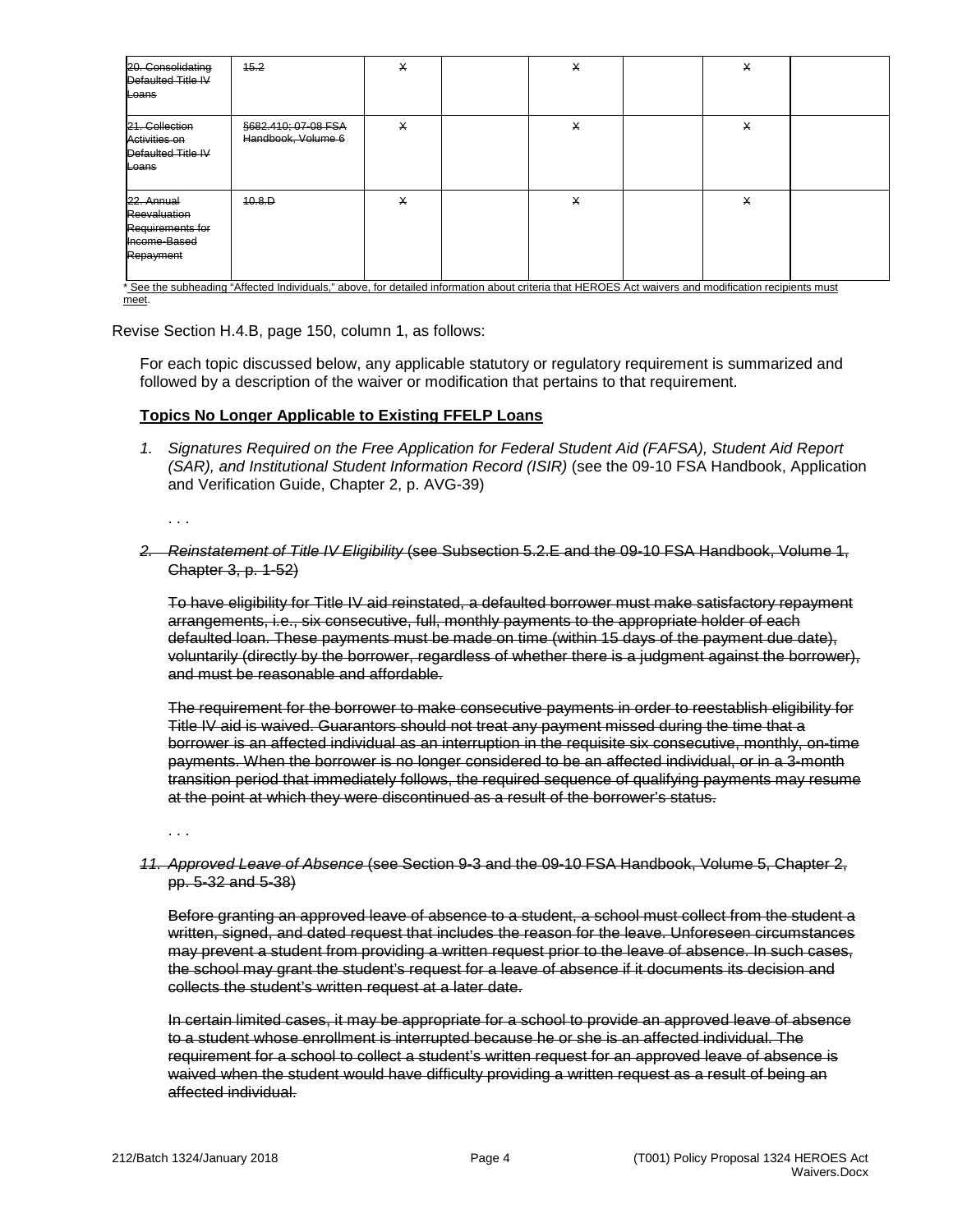| ~~20. Consolidating Defaulted Title IV Loans~~ | ~~15.2~~ | ~~X~~ | | ~~X~~ | | ~~X~~ | |
|---|---|---|---|---|---|---|---|
| ~~21. Collection Activities on Defaulted Title IV Loans~~ | ~~§682.410; 07-08 FSA Handbook, Volume 6~~ | ~~X~~ | | ~~X~~ | | ~~X~~ | |
| ~~22. Annual Reevaluation Requirements for Income-Based Repayment~~ | ~~10.8.D~~ | ~~X~~ | | ~~X~~ | | ~~X~~ | |

* See the subheading "Affected Individuals," above, for detailed information about criteria that HEROES Act waivers and modification recipients must meet.

Revise Section H.4.B, page 150, column 1, as follows:

For each topic discussed below, any applicable statutory or regulatory requirement is summarized and followed by a description of the waiver or modification that pertains to that requirement.

**Topics No Longer Applicable to Existing FFELP Loans**

1. *Signatures Required on the Free Application for Federal Student Aid (FAFSA), Student Aid Report (SAR), and Institutional Student Information Record (ISIR)* (see the 09-10 FSA Handbook, Application and Verification Guide, Chapter 2, p. AVG-39)

. . .

~~2. *Reinstatement of Title IV Eligibility* (see Subsection 5.2.E and the 09-10 FSA Handbook, Volume 1, Chapter 3, p. 1-52)~~

~~To have eligibility for Title IV aid reinstated, a defaulted borrower must make satisfactory repayment arrangements, i.e., six consecutive, full, monthly payments to the appropriate holder of each defaulted loan. These payments must be made on time (within 15 days of the payment due date), voluntarily (directly by the borrower, regardless of whether there is a judgment against the borrower), and must be reasonable and affordable.~~

~~The requirement for the borrower to make consecutive payments in order to reestablish eligibility for Title IV aid is waived. Guarantors should not treat any payment missed during the time that a borrower is an affected individual as an interruption in the requisite six consecutive, monthly, on-time payments. When the borrower is no longer considered to be an affected individual, or in a 3-month transition period that immediately follows, the required sequence of qualifying payments may resume at the point at which they were discontinued as a result of the borrower's status.~~

. . .

~~11. *Approved Leave of Absence* (see Section 9-3 and the 09-10 FSA Handbook, Volume 5, Chapter 2, pp. 5-32 and 5-38)~~

~~Before granting an approved leave of absence to a student, a school must collect from the student a written, signed, and dated request that includes the reason for the leave. Unforeseen circumstances may prevent a student from providing a written request prior to the leave of absence. In such cases, the school may grant the student's request for a leave of absence if it documents its decision and collects the student's written request at a later date.~~

~~In certain limited cases, it may be appropriate for a school to provide an approved leave of absence to a student whose enrollment is interrupted because he or she is an affected individual. The requirement for a school to collect a student's written request for an approved leave of absence is waived when the student would have difficulty providing a written request as a result of being an affected individual.~~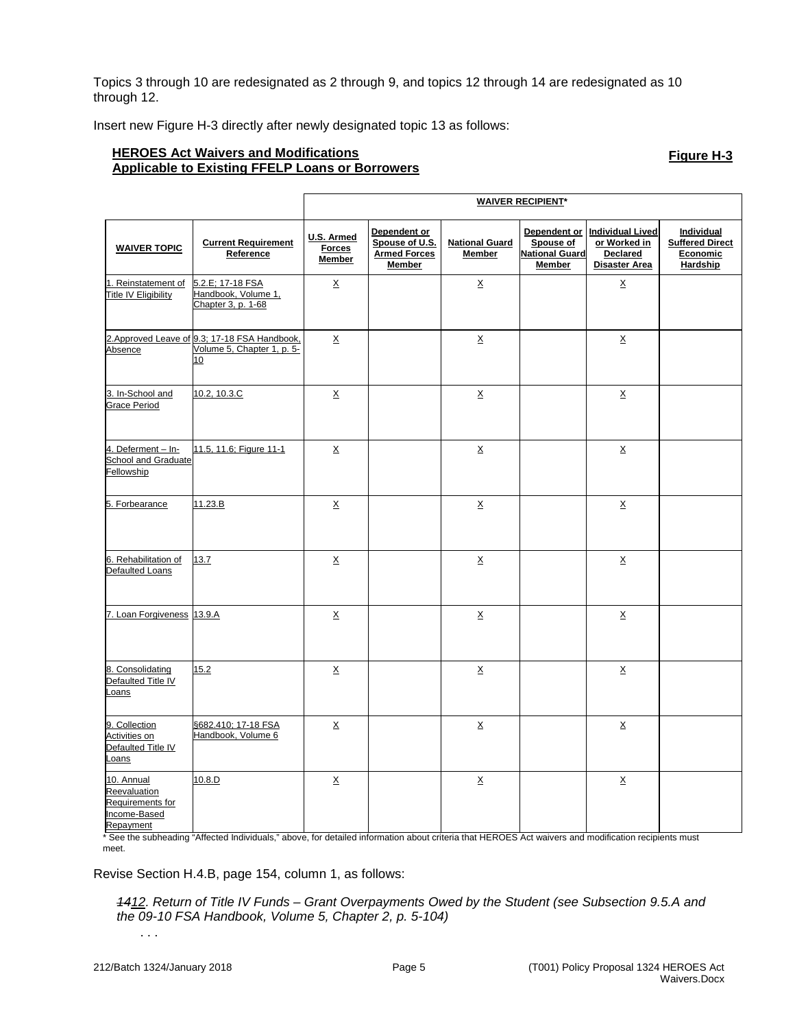Topics 3 through 10 are redesignated as 2 through 9, and topics 12 through 14 are redesignated as 10 through 12.

Insert new Figure H-3 directly after newly designated topic 13 as follows:

**HEROES Act Waivers and Modifications Applicable to Existing FFELP Loans or Borrowers** **Figure H-3**

| | | WAIVER RECIPIENT* | | | | | |
|---|---|---|---|---|---|---|---|
| **WAIVER TOPIC** | **Current Requirement Reference** | **U.S. Armed Forces Member** | **Dependent or Spouse of U.S. Armed Forces Member** | **National Guard Member** | **Dependent or Spouse of National Guard Member** | **Individual Lived or Worked in Declared Disaster Area** | **Individual Suffered Direct Economic Hardship** |
| 1. Reinstatement of Title IV Eligibility | 5.2.E; 17-18 FSA Handbook, Volume 1, Chapter 3, p. 1-68 | X | | X | | X | |
| 2. Approved Leave of Absence | 9.3; 17-18 FSA Handbook, Volume 5, Chapter 1, p. 5-10 | X | | X | | X | |
| 3. In-School and Grace Period | 10.2, 10.3.C | X | | X | | X | |
| 4. Deferment – In-School and Graduate Fellowship | 11.5, 11.6; Figure 11-1 | X | | X | | X | |
| 5. Forbearance | 11.23.B | X | | X | | X | |
| 6. Rehabilitation of Defaulted Loans | 13.7 | X | | X | | X | |
| 7. Loan Forgiveness | 13.9.A | X | | X | | X | |
| 8. Consolidating Defaulted Title IV Loans | 15.2 | X | | X | | X | |
| 9. Collection Activities on Defaulted Title IV Loans | §682.410; 17-18 FSA Handbook, Volume 6 | X | | X | | X | |
| 10. Annual Reevaluation Requirements for Income-Based Repayment | 10.8.D | X | | X | | X | |

\* See the subheading "Affected Individuals," above, for detailed information about criteria that HEROES Act waivers and modification recipients must meet.

Revise Section H.4.B, page 154, column 1, as follows:

*~~14~~12. Return of Title IV Funds – Grant Overpayments Owed by the Student (see Subsection 9.5.A and the 09-10 FSA Handbook, Volume 5, Chapter 2, p. 5-104)*

. . .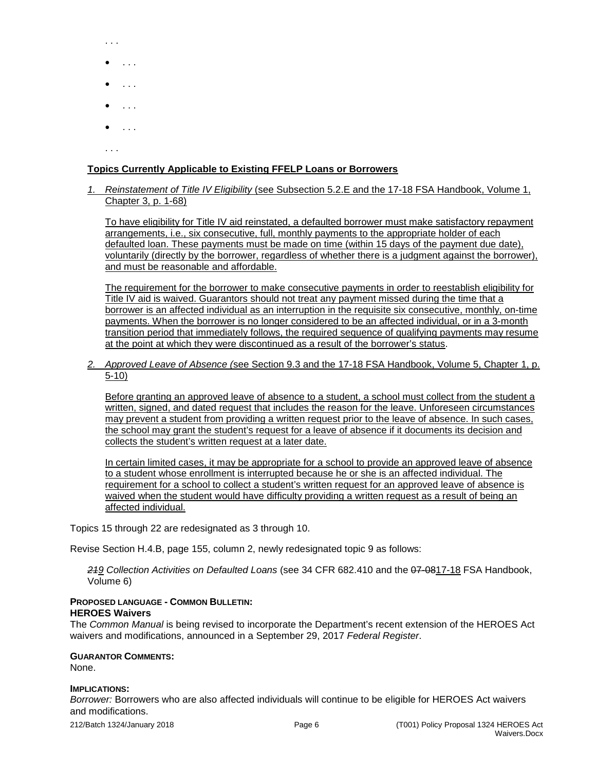. . .

- . . .
- . . .
- . . .
- . . .

. . .

**Topics Currently Applicable to Existing FFELP Loans or Borrowers**

1. *Reinstatement of Title IV Eligibility* (see Subsection 5.2.E and the 17-18 FSA Handbook, Volume 1, Chapter 3, p. 1-68)

   To have eligibility for Title IV aid reinstated, a defaulted borrower must make satisfactory repayment arrangements, i.e., six consecutive, full, monthly payments to the appropriate holder of each defaulted loan. These payments must be made on time (within 15 days of the payment due date), voluntarily (directly by the borrower, regardless of whether there is a judgment against the borrower), and must be reasonable and affordable.

   The requirement for the borrower to make consecutive payments in order to reestablish eligibility for Title IV aid is waived. Guarantors should not treat any payment missed during the time that a borrower is an affected individual as an interruption in the requisite six consecutive, monthly, on-time payments. When the borrower is no longer considered to be an affected individual, or in a 3-month transition period that immediately follows, the required sequence of qualifying payments may resume at the point at which they were discontinued as a result of the borrower's status.

2. *Approved Leave of Absence (*see Section 9.3 and the 17-18 FSA Handbook, Volume 5, Chapter 1, p. 5-10)

   Before granting an approved leave of absence to a student, a school must collect from the student a written, signed, and dated request that includes the reason for the leave. Unforeseen circumstances may prevent a student from providing a written request prior to the leave of absence. In such cases, the school may grant the student's request for a leave of absence if it documents its decision and collects the student's written request at a later date.

   In certain limited cases, it may be appropriate for a school to provide an approved leave of absence to a student whose enrollment is interrupted because he or she is an affected individual. The requirement for a school to collect a student's written request for an approved leave of absence is waived when the student would have difficulty providing a written request as a result of being an affected individual.

Topics 15 through 22 are redesignated as 3 through 10.

Revise Section H.4.B, page 155, column 2, newly redesignated topic 9 as follows:

*~~21~~9 Collection Activities on Defaulted Loans* (see 34 CFR 682.410 and the ~~07-08~~17-18 FSA Handbook, Volume 6)

**PROPOSED LANGUAGE - COMMON BULLETIN:**
**HEROES Waivers**
The *Common Manual* is being revised to incorporate the Department's recent extension of the HEROES Act waivers and modifications, announced in a September 29, 2017 *Federal Register*.

**GUARANTOR COMMENTS:**
None.

**IMPLICATIONS:**
*Borrower:* Borrowers who are also affected individuals will continue to be eligible for HEROES Act waivers and modifications.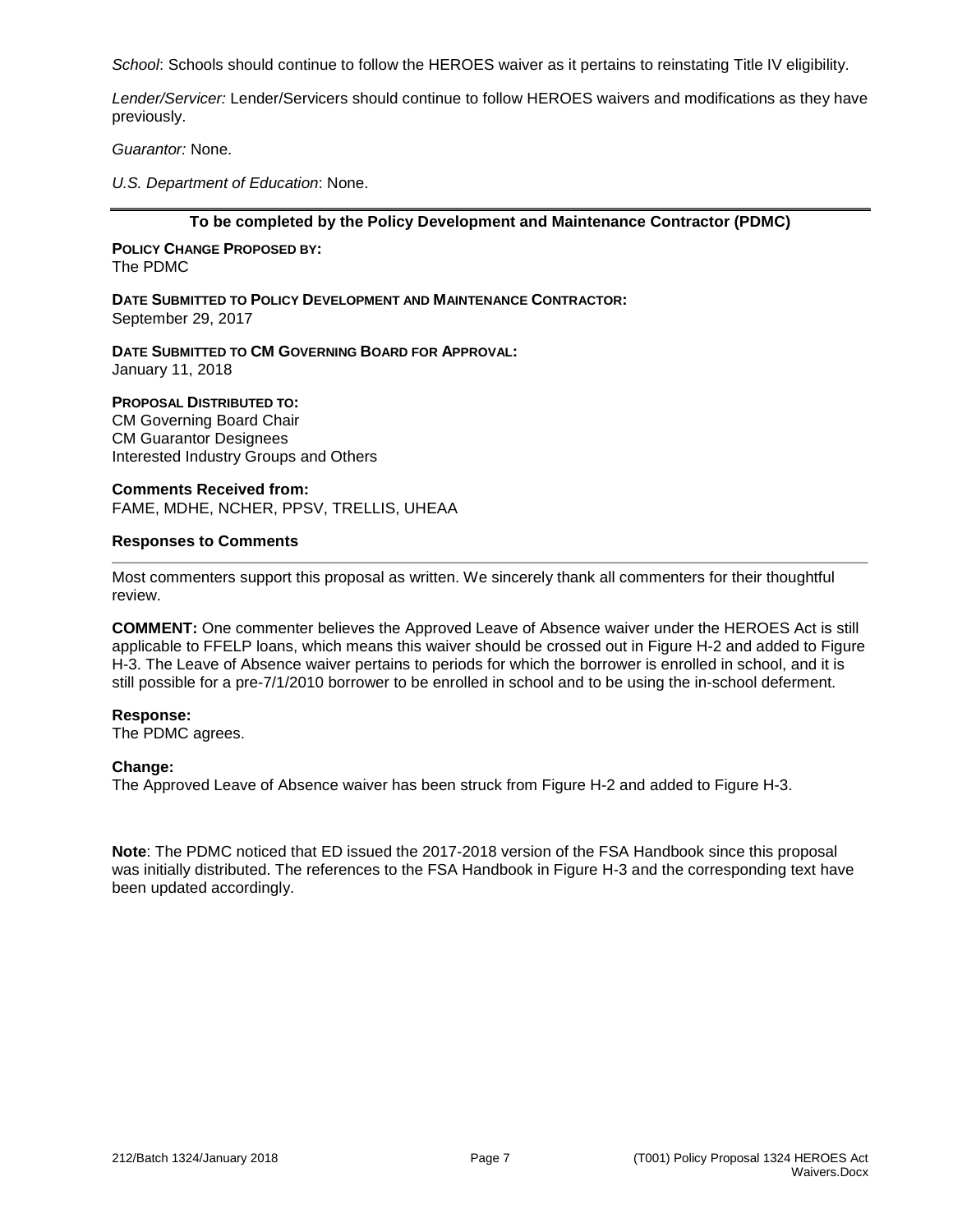*School*: Schools should continue to follow the HEROES waiver as it pertains to reinstating Title IV eligibility.

*Lender/Servicer:* Lender/Servicers should continue to follow HEROES waivers and modifications as they have previously.

*Guarantor:* None.

*U.S. Department of Education*: None.

---

**To be completed by the Policy Development and Maintenance Contractor (PDMC)**

**POLICY CHANGE PROPOSED BY:**
The PDMC

**DATE SUBMITTED TO POLICY DEVELOPMENT AND MAINTENANCE CONTRACTOR:**
September 29, 2017

**DATE SUBMITTED TO CM GOVERNING BOARD FOR APPROVAL:**
January 11, 2018

**PROPOSAL DISTRIBUTED TO:**
CM Governing Board Chair
CM Guarantor Designees
Interested Industry Groups and Others

**Comments Received from:**
FAME, MDHE, NCHER, PPSV, TRELLIS, UHEAA

**Responses to Comments**

---

Most commenters support this proposal as written. We sincerely thank all commenters for their thoughtful review.

**COMMENT:** One commenter believes the Approved Leave of Absence waiver under the HEROES Act is still applicable to FFELP loans, which means this waiver should be crossed out in Figure H-2 and added to Figure H-3. The Leave of Absence waiver pertains to periods for which the borrower is enrolled in school, and it is still possible for a pre-7/1/2010 borrower to be enrolled in school and to be using the in-school deferment.

**Response:**
The PDMC agrees.

**Change:**
The Approved Leave of Absence waiver has been struck from Figure H-2 and added to Figure H-3.

**Note**: The PDMC noticed that ED issued the 2017-2018 version of the FSA Handbook since this proposal was initially distributed. The references to the FSA Handbook in Figure H-3 and the corresponding text have been updated accordingly.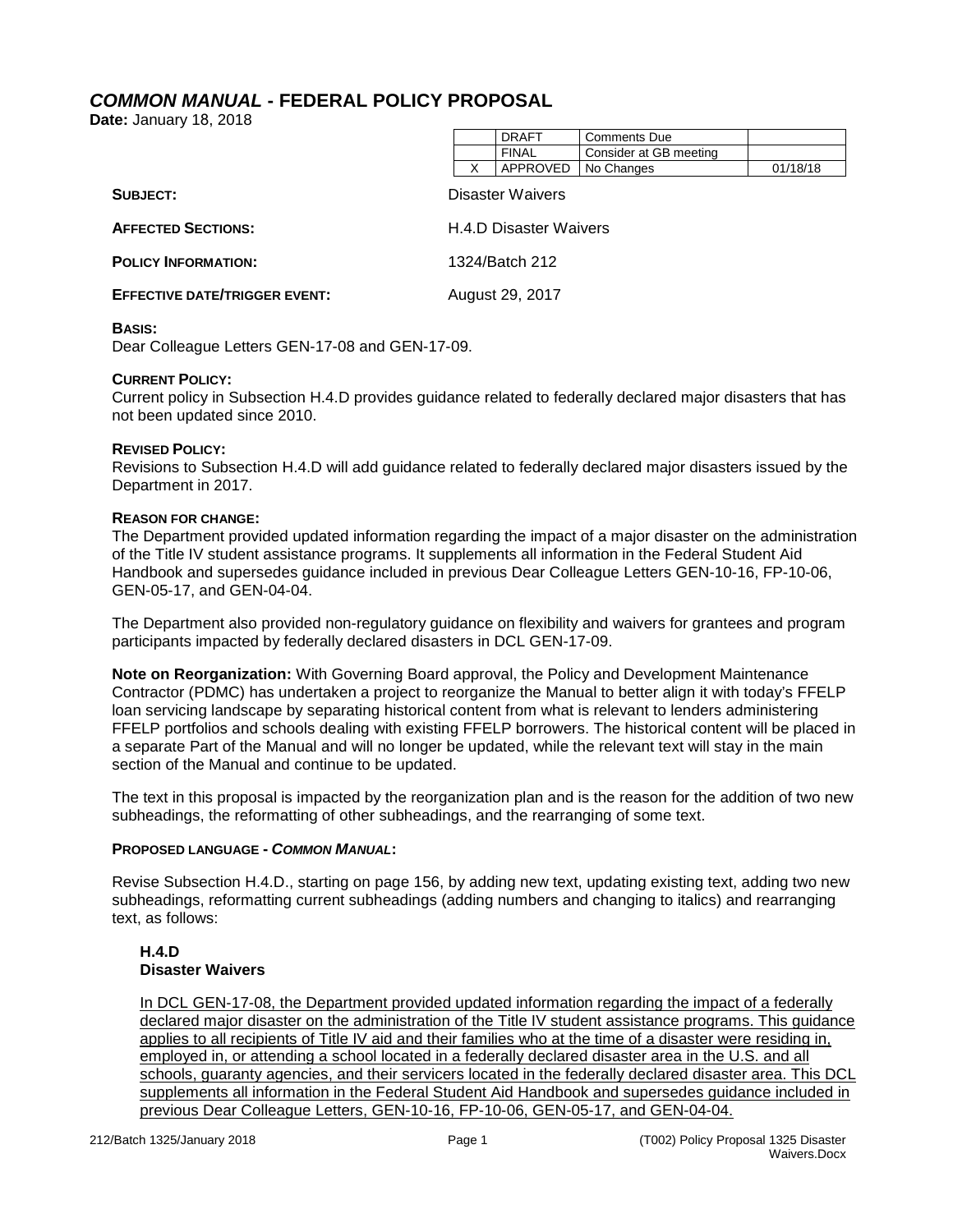## *COMMON MANUAL* - FEDERAL POLICY PROPOSAL

**Date:** January 18, 2018

| | | | |
|---|---|---|---|
| | DRAFT | Comments Due | |
| | FINAL | Consider at GB meeting | |
| X | APPROVED | No Changes | 01/18/18 |

**SUBJECT:** Disaster Waivers

**AFFECTED SECTIONS:** H.4.D Disaster Waivers

**POLICY INFORMATION:** 1324/Batch 212

**EFFECTIVE DATE/TRIGGER EVENT:** August 29, 2017

**BASIS:**
Dear Colleague Letters GEN-17-08 and GEN-17-09.

**CURRENT POLICY:**
Current policy in Subsection H.4.D provides guidance related to federally declared major disasters that has not been updated since 2010.

**REVISED POLICY:**
Revisions to Subsection H.4.D will add guidance related to federally declared major disasters issued by the Department in 2017.

**REASON FOR CHANGE:**
The Department provided updated information regarding the impact of a major disaster on the administration of the Title IV student assistance programs. It supplements all information in the Federal Student Aid Handbook and supersedes guidance included in previous Dear Colleague Letters GEN-10-16, FP-10-06, GEN-05-17, and GEN-04-04.

The Department also provided non-regulatory guidance on flexibility and waivers for grantees and program participants impacted by federally declared disasters in DCL GEN-17-09.

**Note on Reorganization:** With Governing Board approval, the Policy and Development Maintenance Contractor (PDMC) has undertaken a project to reorganize the Manual to better align it with today's FFELP loan servicing landscape by separating historical content from what is relevant to lenders administering FFELP portfolios and schools dealing with existing FFELP borrowers. The historical content will be placed in a separate Part of the Manual and will no longer be updated, while the relevant text will stay in the main section of the Manual and continue to be updated.

The text in this proposal is impacted by the reorganization plan and is the reason for the addition of two new subheadings, the reformatting of other subheadings, and the rearranging of some text.

**PROPOSED LANGUAGE - *COMMON MANUAL*:**

Revise Subsection H.4.D., starting on page 156, by adding new text, updating existing text, adding two new subheadings, reformatting current subheadings (adding numbers and changing to italics) and rearranging text, as follows:

**H.4.D**
**Disaster Waivers**

<u>In DCL GEN-17-08, the Department provided updated information regarding the impact of a federally declared major disaster on the administration of the Title IV student assistance programs. This guidance applies to all recipients of Title IV aid and their families who at the time of a disaster were residing in, employed in, or attending a school located in a federally declared disaster area in the U.S. and all schools, guaranty agencies, and their servicers located in the federally declared disaster area. This DCL supplements all information in the Federal Student Aid Handbook and supersedes guidance included in previous Dear Colleague Letters, GEN-10-16, FP-10-06, GEN-05-17, and GEN-04-04.</u>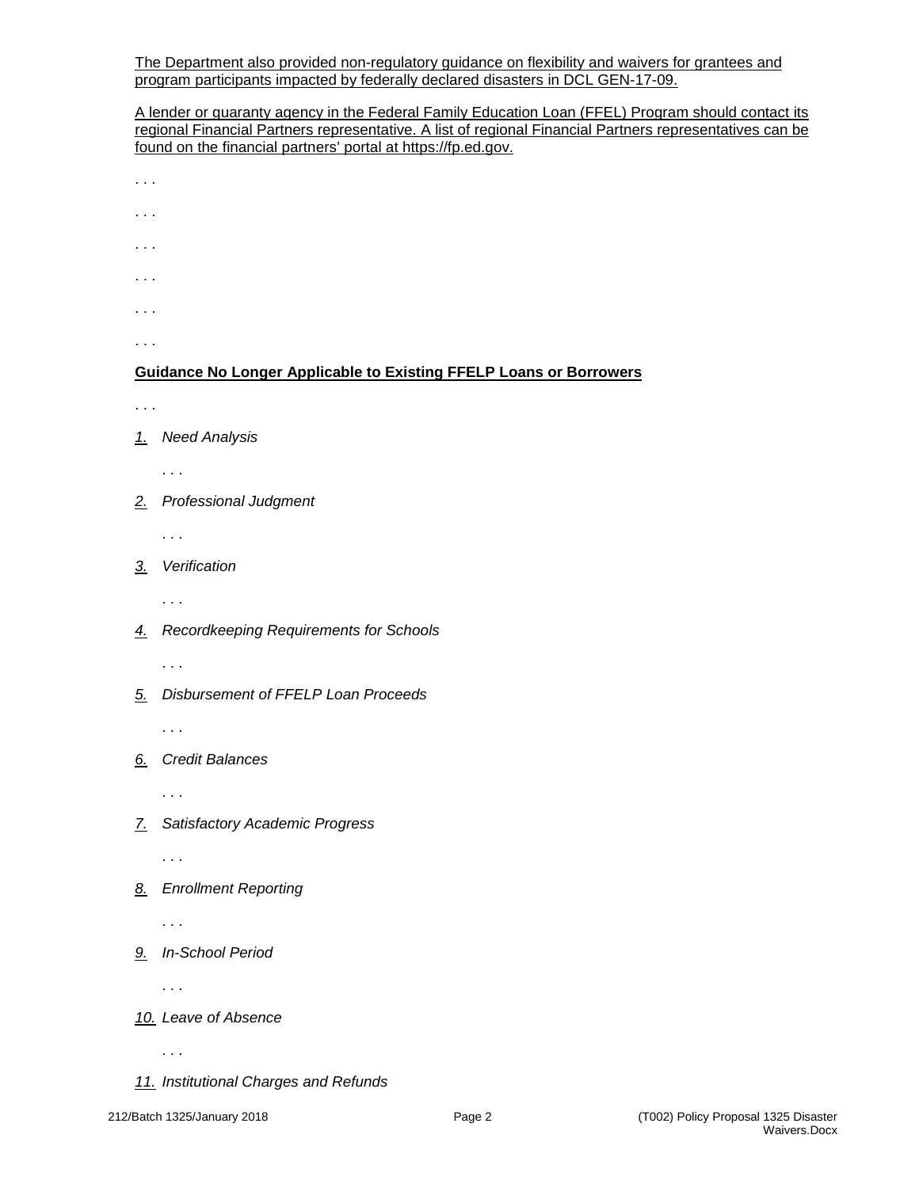The Department also provided non-regulatory guidance on flexibility and waivers for grantees and program participants impacted by federally declared disasters in DCL GEN-17-09.

A lender or guaranty agency in the Federal Family Education Loan (FFEL) Program should contact its regional Financial Partners representative. A list of regional Financial Partners representatives can be found on the financial partners' portal at https://fp.ed.gov.

. . .

. . .

. . .

. . .

. . .

. . .

**Guidance No Longer Applicable to Existing FFELP Loans or Borrowers**

. . .

1. *Need Analysis*

   . . .

2. *Professional Judgment*

   . . .

3. *Verification*

   . . .

4. *Recordkeeping Requirements for Schools*

   . . .

5. *Disbursement of FFELP Loan Proceeds*

   . . .

6. *Credit Balances*

   . . .

7. *Satisfactory Academic Progress*

   . . .

8. *Enrollment Reporting*

   . . .

9. *In-School Period*

   . . .

10. *Leave of Absence*

    . . .

11. *Institutional Charges and Refunds*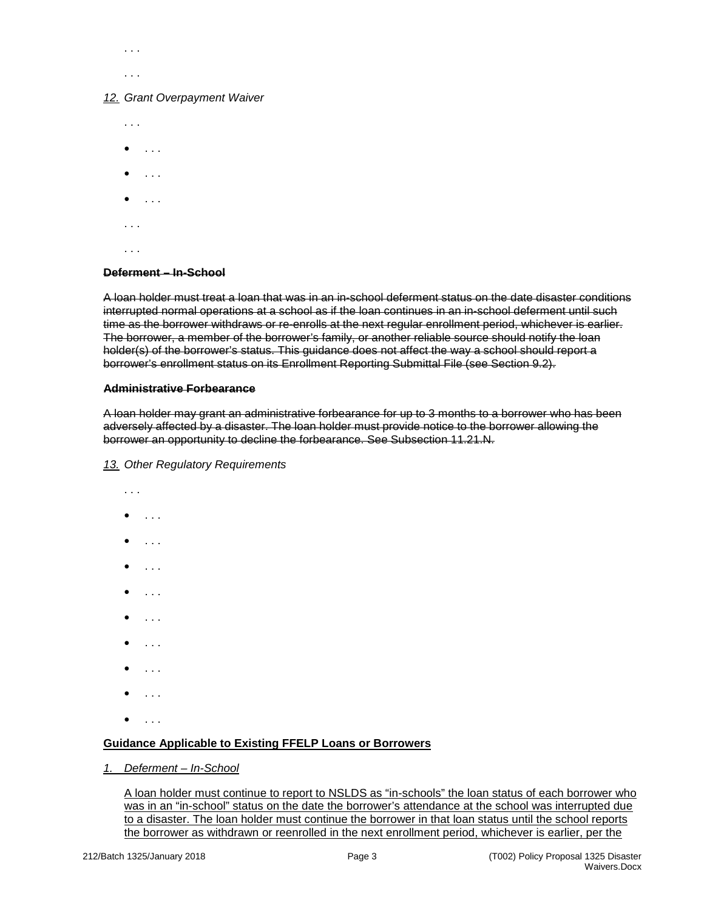. . .

. . .

*12. Grant Overpayment Waiver*

. . .

- . . .
- . . .
- . . .

. . .

. . .

~~**Deferment – In-School**~~

~~A loan holder must treat a loan that was in an in-school deferment status on the date disaster conditions interrupted normal operations at a school as if the loan continues in an in-school deferment until such time as the borrower withdraws or re-enrolls at the next regular enrollment period, whichever is earlier. The borrower, a member of the borrower's family, or another reliable source should notify the loan holder(s) of the borrower's status. This guidance does not affect the way a school should report a borrower's enrollment status on its Enrollment Reporting Submittal File (see Section 9.2).~~

~~**Administrative Forbearance**~~

~~A loan holder may grant an administrative forbearance for up to 3 months to a borrower who has been adversely affected by a disaster. The loan holder must provide notice to the borrower allowing the borrower an opportunity to decline the forbearance. See Subsection 11.21.N.~~

*13. Other Regulatory Requirements*

. . .

- . . .
- . . .
- . . .
- . . .
- . . .
- . . .
- . . .
- . . .
- . . .

<u>**Guidance Applicable to Existing FFELP Loans or Borrowers**</u>

<u>*1. Deferment – In-School*</u>

<u>A loan holder must continue to report to NSLDS as "in-schools" the loan status of each borrower who was in an "in-school" status on the date the borrower's attendance at the school was interrupted due to a disaster. The loan holder must continue the borrower in that loan status until the school reports the borrower as withdrawn or reenrolled in the next enrollment period, whichever is earlier, per the</u>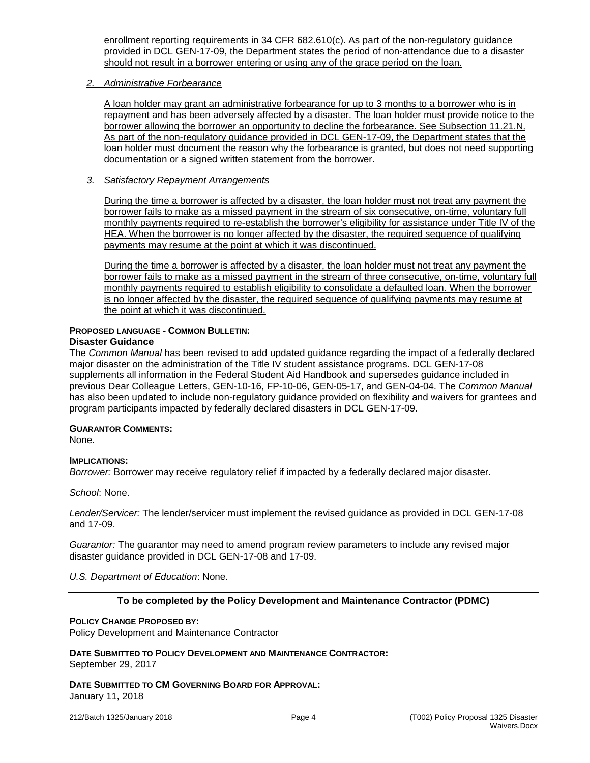enrollment reporting requirements in 34 CFR 682.610(c). As part of the non-regulatory guidance provided in DCL GEN-17-09, the Department states the period of non-attendance due to a disaster should not result in a borrower entering or using any of the grace period on the loan.

*2. Administrative Forbearance*

A loan holder may grant an administrative forbearance for up to 3 months to a borrower who is in repayment and has been adversely affected by a disaster. The loan holder must provide notice to the borrower allowing the borrower an opportunity to decline the forbearance. See Subsection 11.21.N. As part of the non-regulatory guidance provided in DCL GEN-17-09, the Department states that the loan holder must document the reason why the forbearance is granted, but does not need supporting documentation or a signed written statement from the borrower.

*3. Satisfactory Repayment Arrangements*

During the time a borrower is affected by a disaster, the loan holder must not treat any payment the borrower fails to make as a missed payment in the stream of six consecutive, on-time, voluntary full monthly payments required to re-establish the borrower's eligibility for assistance under Title IV of the HEA. When the borrower is no longer affected by the disaster, the required sequence of qualifying payments may resume at the point at which it was discontinued.

During the time a borrower is affected by a disaster, the loan holder must not treat any payment the borrower fails to make as a missed payment in the stream of three consecutive, on-time, voluntary full monthly payments required to establish eligibility to consolidate a defaulted loan. When the borrower is no longer affected by the disaster, the required sequence of qualifying payments may resume at the point at which it was discontinued.

**PROPOSED LANGUAGE - COMMON BULLETIN:**

**Disaster Guidance**

The *Common Manual* has been revised to add updated guidance regarding the impact of a federally declared major disaster on the administration of the Title IV student assistance programs. DCL GEN-17-08 supplements all information in the Federal Student Aid Handbook and supersedes guidance included in previous Dear Colleague Letters, GEN-10-16, FP-10-06, GEN-05-17, and GEN-04-04. The *Common Manual* has also been updated to include non-regulatory guidance provided on flexibility and waivers for grantees and program participants impacted by federally declared disasters in DCL GEN-17-09.

**GUARANTOR COMMENTS:**

None.

**IMPLICATIONS:**

*Borrower:* Borrower may receive regulatory relief if impacted by a federally declared major disaster.

*School*: None.

*Lender/Servicer:* The lender/servicer must implement the revised guidance as provided in DCL GEN-17-08 and 17-09.

*Guarantor:* The guarantor may need to amend program review parameters to include any revised major disaster guidance provided in DCL GEN-17-08 and 17-09.

*U.S. Department of Education*: None.

---

**To be completed by the Policy Development and Maintenance Contractor (PDMC)**

**POLICY CHANGE PROPOSED BY:**

Policy Development and Maintenance Contractor

**DATE SUBMITTED TO POLICY DEVELOPMENT AND MAINTENANCE CONTRACTOR:**

September 29, 2017

**DATE SUBMITTED TO CM GOVERNING BOARD FOR APPROVAL:**

January 11, 2018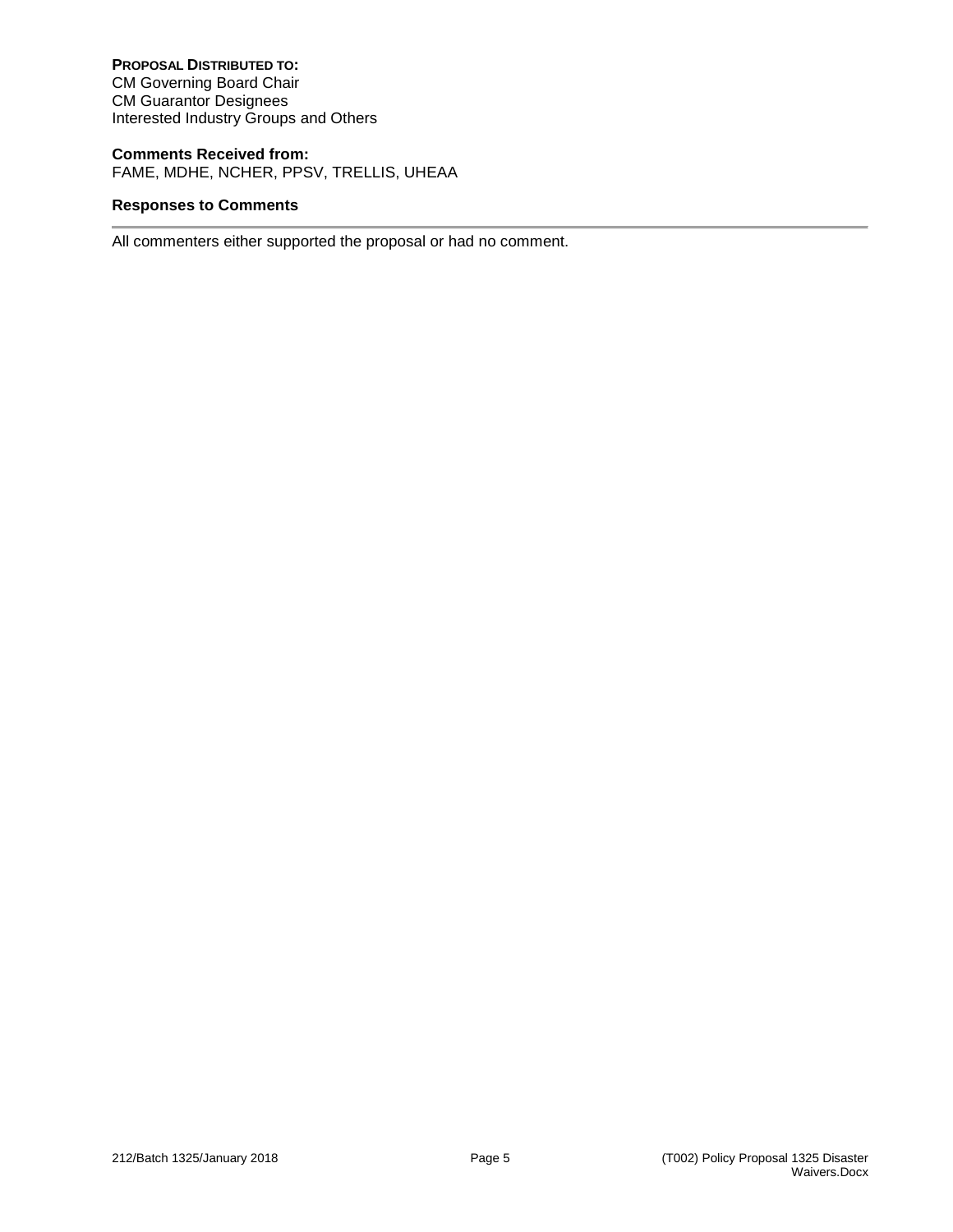**PROPOSAL DISTRIBUTED TO:**
CM Governing Board Chair
CM Guarantor Designees
Interested Industry Groups and Others

**Comments Received from:**
FAME, MDHE, NCHER, PPSV, TRELLIS, UHEAA

**Responses to Comments**

All commenters either supported the proposal or had no comment.